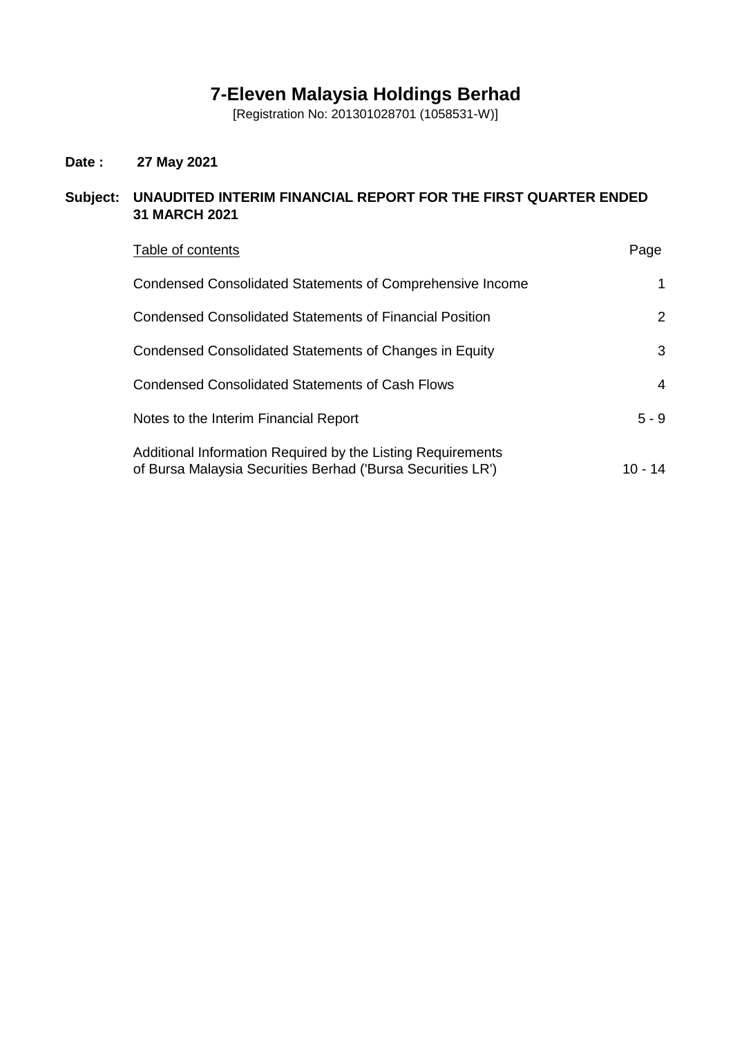# 7-Eleven Malaysia Holdings Berhad

[Registration No: 201301028701 (1058531-W)]

**Date : 27 May 2021**

**Subject: UNAUDITED INTERIM FINANCIAL REPORT FOR THE FIRST QUARTER ENDED 31 MARCH 2021**

| Table of contents | Page |
|---|---|
| Condensed Consolidated Statements of Comprehensive Income | 1 |
| Condensed Consolidated Statements of Financial Position | 2 |
| Condensed Consolidated Statements of Changes in Equity | 3 |
| Condensed Consolidated Statements of Cash Flows | 4 |
| Notes to the Interim Financial Report | 5 - 9 |
| Additional Information Required by the Listing Requirements of Bursa Malaysia Securities Berhad ('Bursa Securities LR') | 10 - 14 |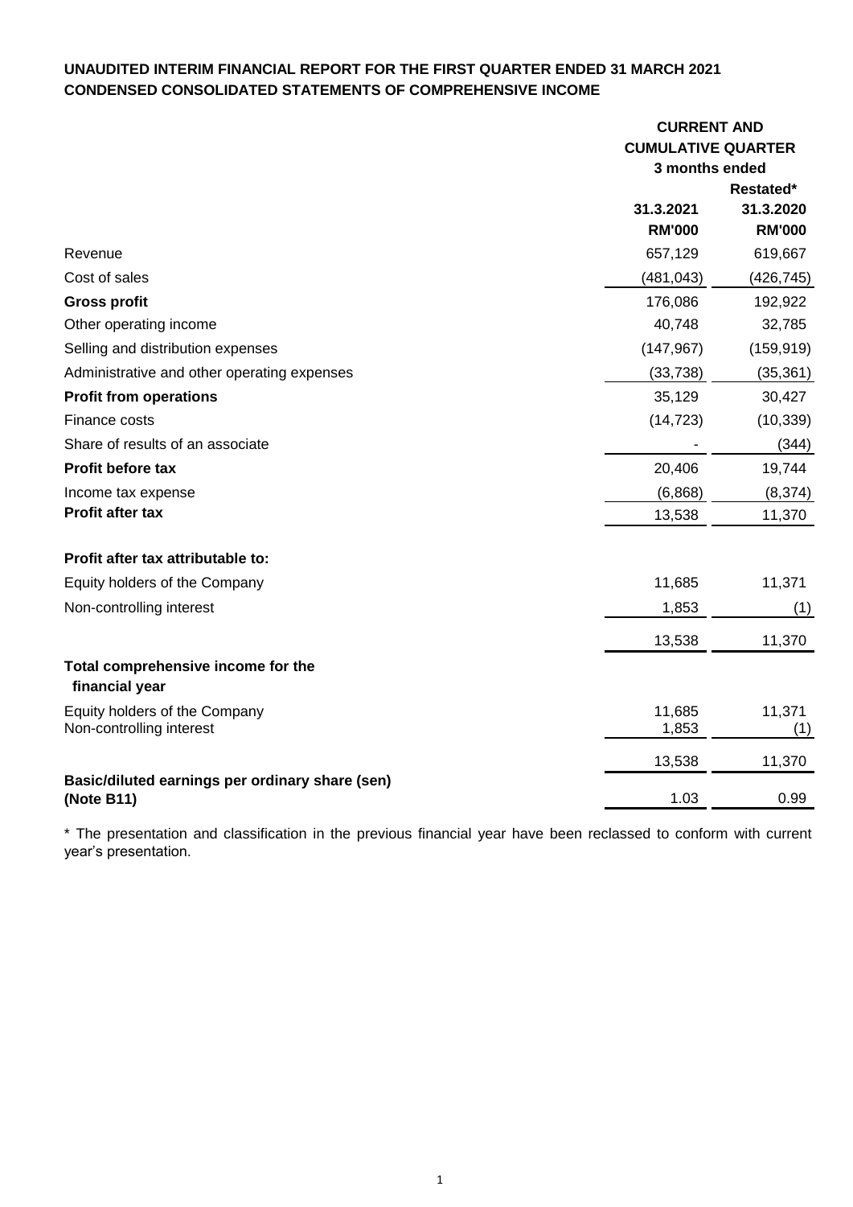**UNAUDITED INTERIM FINANCIAL REPORT FOR THE FIRST QUARTER ENDED 31 MARCH 2021**
**CONDENSED CONSOLIDATED STATEMENTS OF COMPREHENSIVE INCOME**

| | CURRENT AND CUMULATIVE QUARTER 3 months ended | |
|---|---|---|
| | | Restated* |
| | 31.3.2021 | 31.3.2020 |
| | RM'000 | RM'000 |
| Revenue | 657,129 | 619,667 |
| Cost of sales | (481,043) | (426,745) |
| **Gross profit** | 176,086 | 192,922 |
| Other operating income | 40,748 | 32,785 |
| Selling and distribution expenses | (147,967) | (159,919) |
| Administrative and other operating expenses | (33,738) | (35,361) |
| **Profit from operations** | 35,129 | 30,427 |
| Finance costs | (14,723) | (10,339) |
| Share of results of an associate | - | (344) |
| **Profit before tax** | 20,406 | 19,744 |
| Income tax expense | (6,868) | (8,374) |
| **Profit after tax** | 13,538 | 11,370 |
| | | |
| **Profit after tax attributable to:** | | |
| Equity holders of the Company | 11,685 | 11,371 |
| Non-controlling interest | 1,853 | (1) |
| | 13,538 | 11,370 |
| **Total comprehensive income for the financial year** | | |
| Equity holders of the Company | 11,685 | 11,371 |
| Non-controlling interest | 1,853 | (1) |
| | 13,538 | 11,370 |
| **Basic/diluted earnings per ordinary share (sen) (Note B11)** | 1.03 | 0.99 |

\* The presentation and classification in the previous financial year have been reclassed to conform with current year's presentation.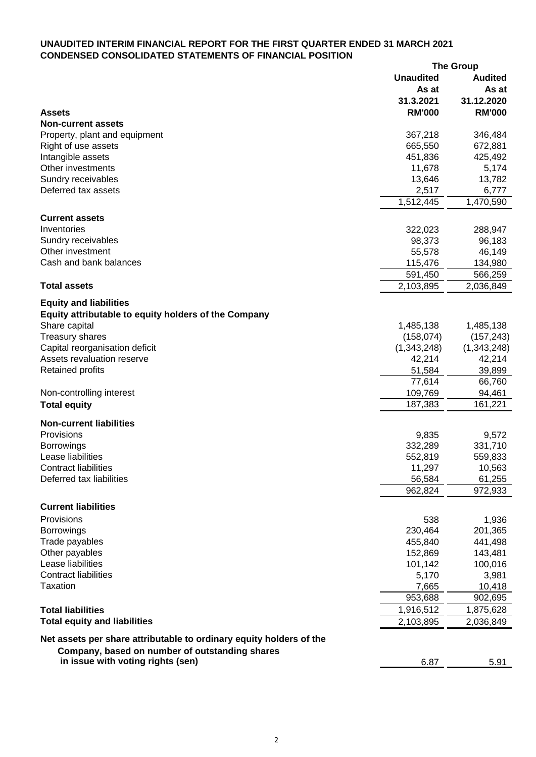# UNAUDITED INTERIM FINANCIAL REPORT FOR THE FIRST QUARTER ENDED 31 MARCH 2021

## CONDENSED CONSOLIDATED STATEMENTS OF FINANCIAL POSITION

| | The Group | |
|---|---|---|
| | **Unaudited** | **Audited** |
| | **As at** | **As at** |
| | **31.3.2021** | **31.12.2020** |
| **Assets** | **RM'000** | **RM'000** |
| **Non-current assets** | | |
| Property, plant and equipment | 367,218 | 346,484 |
| Right of use assets | 665,550 | 672,881 |
| Intangible assets | 451,836 | 425,492 |
| Other investments | 11,678 | 5,174 |
| Sundry receivables | 13,646 | 13,782 |
| Deferred tax assets | 2,517 | 6,777 |
| | 1,512,445 | 1,470,590 |
| **Current assets** | | |
| Inventories | 322,023 | 288,947 |
| Sundry receivables | 98,373 | 96,183 |
| Other investment | 55,578 | 46,149 |
| Cash and bank balances | 115,476 | 134,980 |
| | 591,450 | 566,259 |
| **Total assets** | 2,103,895 | 2,036,849 |
| **Equity and liabilities** | | |
| **Equity attributable to equity holders of the Company** | | |
| Share capital | 1,485,138 | 1,485,138 |
| Treasury shares | (158,074) | (157,243) |
| Capital reorganisation deficit | (1,343,248) | (1,343,248) |
| Assets revaluation reserve | 42,214 | 42,214 |
| Retained profits | 51,584 | 39,899 |
| | 77,614 | 66,760 |
| Non-controlling interest | 109,769 | 94,461 |
| **Total equity** | 187,383 | 161,221 |
| **Non-current liabilities** | | |
| Provisions | 9,835 | 9,572 |
| Borrowings | 332,289 | 331,710 |
| Lease liabilities | 552,819 | 559,833 |
| Contract liabilities | 11,297 | 10,563 |
| Deferred tax liabilities | 56,584 | 61,255 |
| | 962,824 | 972,933 |
| **Current liabilities** | | |
| Provisions | 538 | 1,936 |
| Borrowings | 230,464 | 201,365 |
| Trade payables | 455,840 | 441,498 |
| Other payables | 152,869 | 143,481 |
| Lease liabilities | 101,142 | 100,016 |
| Contract liabilities | 5,170 | 3,981 |
| Taxation | 7,665 | 10,418 |
| | 953,688 | 902,695 |
| **Total liabilities** | 1,916,512 | 1,875,628 |
| **Total equity and liabilities** | 2,103,895 | 2,036,849 |
| **Net assets per share attributable to ordinary equity holders of the Company, based on number of outstanding shares in issue with voting rights (sen)** | 6.87 | 5.91 |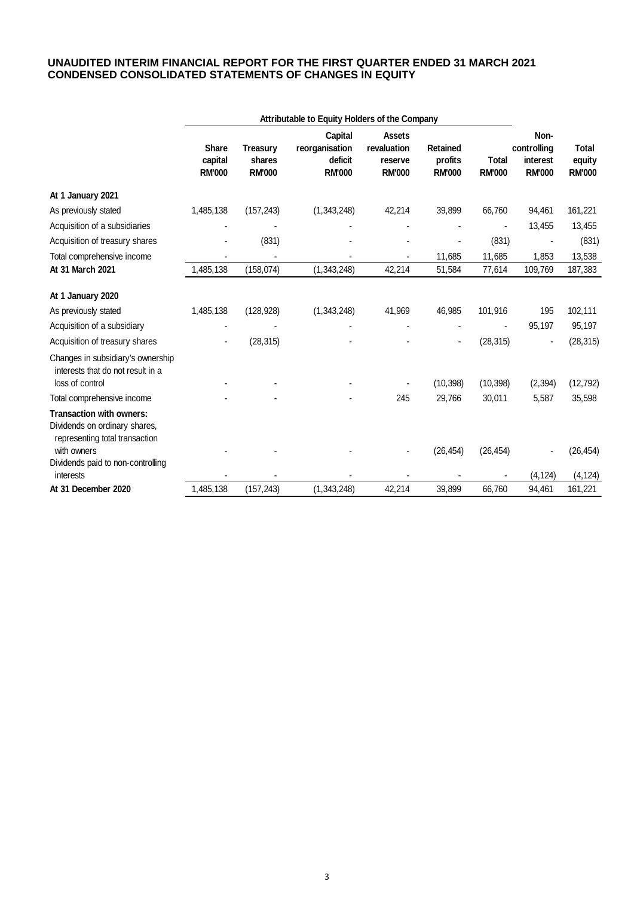# UNAUDITED INTERIM FINANCIAL REPORT FOR THE FIRST QUARTER ENDED 31 MARCH 2021
## CONDENSED CONSOLIDATED STATEMENTS OF CHANGES IN EQUITY

| | Attributable to Equity Holders of the Company | | | | | | | |
|---|---|---|---|---|---|---|---|---|
| | **Share capital RM'000** | **Treasury shares RM'000** | **Capital reorganisation deficit RM'000** | **Assets revaluation reserve RM'000** | **Retained profits RM'000** | **Total RM'000** | **Non-controlling interest RM'000** | **Total equity RM'000** |
| **At 1 January 2021** | | | | | | | | |
| As previously stated | 1,485,138 | (157,243) | (1,343,248) | 42,214 | 39,899 | 66,760 | 94,461 | 161,221 |
| Acquisition of a subsidiaries | - | - | - | - | - | - | 13,455 | 13,455 |
| Acquisition of treasury shares | - | (831) | - | - | - | (831) | - | (831) |
| Total comprehensive income | - | - | - | - | 11,685 | 11,685 | 1,853 | 13,538 |
| **At 31 March 2021** | 1,485,138 | (158,074) | (1,343,248) | 42,214 | 51,584 | 77,614 | 109,769 | 187,383 |
| | | | | | | | | |
| **At 1 January 2020** | | | | | | | | |
| As previously stated | 1,485,138 | (128,928) | (1,343,248) | 41,969 | 46,985 | 101,916 | 195 | 102,111 |
| Acquisition of a subsidiary | - | - | - | - | - | - | 95,197 | 95,197 |
| Acquisition of treasury shares | - | (28,315) | - | - | - | (28,315) | - | (28,315) |
| Changes in subsidiary's ownership interests that do not result in a loss of control | - | - | - | - | (10,398) | (10,398) | (2,394) | (12,792) |
| Total comprehensive income | - | - | - | 245 | 29,766 | 30,011 | 5,587 | 35,598 |
| **Transaction with owners:** | | | | | | | | |
| Dividends on ordinary shares, representing total transaction with owners | - | - | - | - | (26,454) | (26,454) | - | (26,454) |
| Dividends paid to non-controlling interests | - | - | - | - | - | - | (4,124) | (4,124) |
| **At 31 December 2020** | 1,485,138 | (157,243) | (1,343,248) | 42,214 | 39,899 | 66,760 | 94,461 | 161,221 |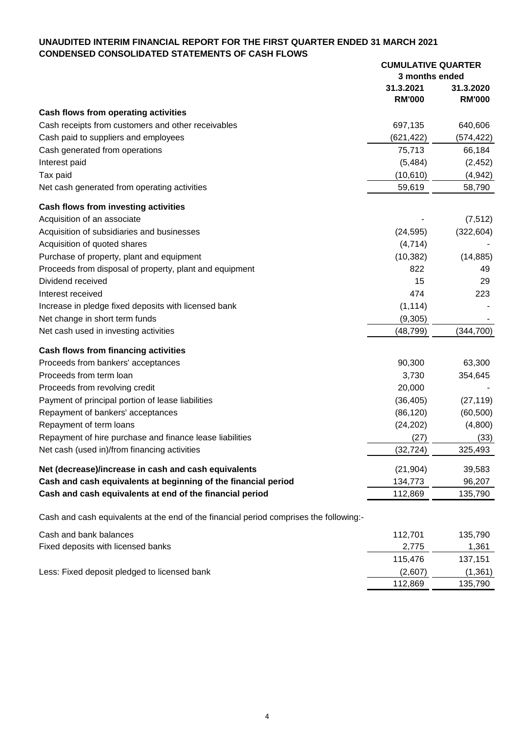**UNAUDITED INTERIM FINANCIAL REPORT FOR THE FIRST QUARTER ENDED 31 MARCH 2021**
**CONDENSED CONSOLIDATED STATEMENTS OF CASH FLOWS**

| | CUMULATIVE QUARTER | |
|---|---|---|
| | 3 months ended | |
| | 31.3.2021 RM'000 | 31.3.2020 RM'000 |
| **Cash flows from operating activities** | | |
| Cash receipts from customers and other receivables | 697,135 | 640,606 |
| Cash paid to suppliers and employees | (621,422) | (574,422) |
| Cash generated from operations | 75,713 | 66,184 |
| Interest paid | (5,484) | (2,452) |
| Tax paid | (10,610) | (4,942) |
| Net cash generated from operating activities | 59,619 | 58,790 |
| **Cash flows from investing activities** | | |
| Acquisition of an associate | - | (7,512) |
| Acquisition of subsidiaries and businesses | (24,595) | (322,604) |
| Acquisition of quoted shares | (4,714) | - |
| Purchase of property, plant and equipment | (10,382) | (14,885) |
| Proceeds from disposal of property, plant and equipment | 822 | 49 |
| Dividend received | 15 | 29 |
| Interest received | 474 | 223 |
| Increase in pledge fixed deposits with licensed bank | (1,114) | - |
| Net change in short term funds | (9,305) | - |
| Net cash used in investing activities | (48,799) | (344,700) |
| **Cash flows from financing activities** | | |
| Proceeds from bankers' acceptances | 90,300 | 63,300 |
| Proceeds from term loan | 3,730 | 354,645 |
| Proceeds from revolving credit | 20,000 | - |
| Payment of principal portion of lease liabilities | (36,405) | (27,119) |
| Repayment of bankers' acceptances | (86,120) | (60,500) |
| Repayment of term loans | (24,202) | (4,800) |
| Repayment of hire purchase and finance lease liabilities | (27) | (33) |
| Net cash (used in)/from financing activities | (32,724) | 325,493 |
| **Net (decrease)/increase in cash and cash equivalents** | (21,904) | 39,583 |
| **Cash and cash equivalents at beginning of the financial period** | 134,773 | 96,207 |
| **Cash and cash equivalents at end of the financial period** | 112,869 | 135,790 |

Cash and cash equivalents at the end of the financial period comprises the following:-

| | 31.3.2021 RM'000 | 31.3.2020 RM'000 |
|---|---|---|
| Cash and bank balances | 112,701 | 135,790 |
| Fixed deposits with licensed banks | 2,775 | 1,361 |
| | 115,476 | 137,151 |
| Less: Fixed deposit pledged to licensed bank | (2,607) | (1,361) |
| | 112,869 | 135,790 |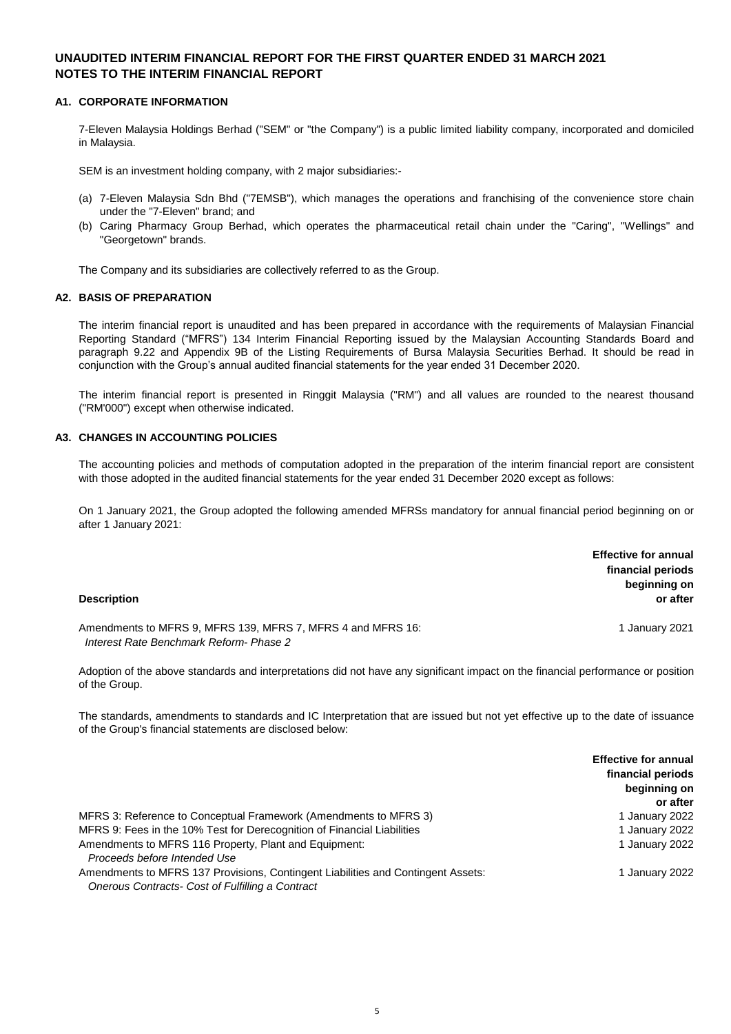# UNAUDITED INTERIM FINANCIAL REPORT FOR THE FIRST QUARTER ENDED 31 MARCH 2021
# NOTES TO THE INTERIM FINANCIAL REPORT

## A1. CORPORATE INFORMATION

7-Eleven Malaysia Holdings Berhad ("SEM" or "the Company") is a public limited liability company, incorporated and domiciled in Malaysia.

SEM is an investment holding company, with 2 major subsidiaries:-

(a) 7-Eleven Malaysia Sdn Bhd ("7EMSB"), which manages the operations and franchising of the convenience store chain under the "7-Eleven" brand; and
(b) Caring Pharmacy Group Berhad, which operates the pharmaceutical retail chain under the "Caring", "Wellings" and "Georgetown" brands.

The Company and its subsidiaries are collectively referred to as the Group.

## A2. BASIS OF PREPARATION

The interim financial report is unaudited and has been prepared in accordance with the requirements of Malaysian Financial Reporting Standard ("MFRS") 134 Interim Financial Reporting issued by the Malaysian Accounting Standards Board and paragraph 9.22 and Appendix 9B of the Listing Requirements of Bursa Malaysia Securities Berhad. It should be read in conjunction with the Group's annual audited financial statements for the year ended 31 December 2020.

The interim financial report is presented in Ringgit Malaysia ("RM") and all values are rounded to the nearest thousand ("RM'000") except when otherwise indicated.

## A3. CHANGES IN ACCOUNTING POLICIES

The accounting policies and methods of computation adopted in the preparation of the interim financial report are consistent with those adopted in the audited financial statements for the year ended 31 December 2020 except as follows:

On 1 January 2021, the Group adopted the following amended MFRSs mandatory for annual financial period beginning on or after 1 January 2021:

| **Description** | **Effective for annual financial periods beginning on or after** |
|---|---|
| Amendments to MFRS 9, MFRS 139, MFRS 7, MFRS 4 and MFRS 16: *Interest Rate Benchmark Reform- Phase 2* | 1 January 2021 |

Adoption of the above standards and interpretations did not have any significant impact on the financial performance or position of the Group.

The standards, amendments to standards and IC Interpretation that are issued but not yet effective up to the date of issuance of the Group's financial statements are disclosed below:

| | **Effective for annual financial periods beginning on or after** |
|---|---|
| MFRS 3: Reference to Conceptual Framework (Amendments to MFRS 3) | 1 January 2022 |
| MFRS 9: Fees in the 10% Test for Derecognition of Financial Liabilities | 1 January 2022 |
| Amendments to MFRS 116 Property, Plant and Equipment: *Proceeds before Intended Use* | 1 January 2022 |
| Amendments to MFRS 137 Provisions, Contingent Liabilities and Contingent Assets: *Onerous Contracts- Cost of Fulfilling a Contract* | 1 January 2022 |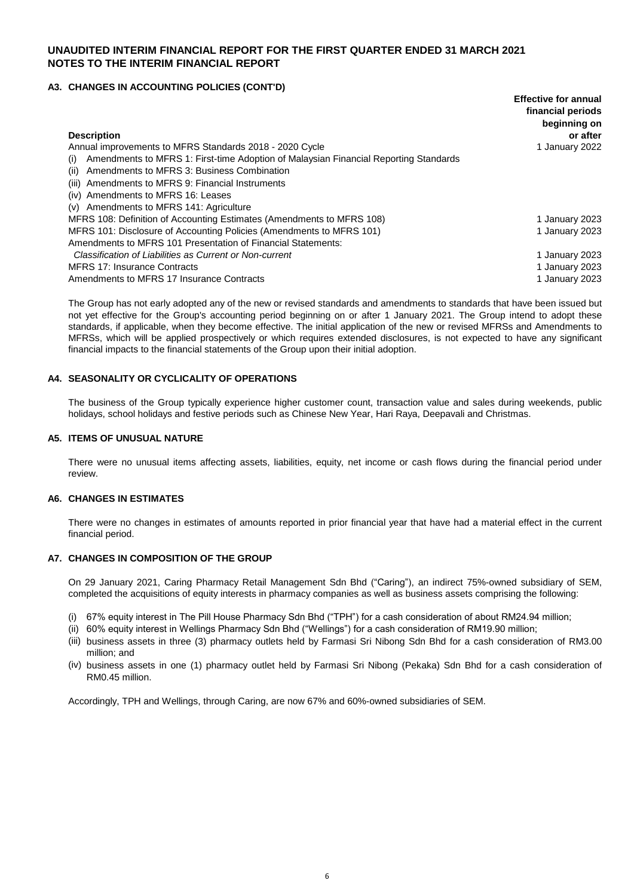**UNAUDITED INTERIM FINANCIAL REPORT FOR THE FIRST QUARTER ENDED 31 MARCH 2021**
**NOTES TO THE INTERIM FINANCIAL REPORT**

## A3. CHANGES IN ACCOUNTING POLICIES (CONT'D)

| Description | Effective for annual financial periods beginning on or after |
|---|---|
| Annual improvements to MFRS Standards 2018 - 2020 Cycle | 1 January 2022 |
| (i) Amendments to MFRS 1: First-time Adoption of Malaysian Financial Reporting Standards | |
| (ii) Amendments to MFRS 3: Business Combination | |
| (iii) Amendments to MFRS 9: Financial Instruments | |
| (iv) Amendments to MFRS 16: Leases | |
| (v) Amendments to MFRS 141: Agriculture | |
| MFRS 108: Definition of Accounting Estimates (Amendments to MFRS 108) | 1 January 2023 |
| MFRS 101: Disclosure of Accounting Policies (Amendments to MFRS 101) | 1 January 2023 |
| Amendments to MFRS 101 Presentation of Financial Statements: | |
| *Classification of Liabilities as Current or Non-current* | 1 January 2023 |
| MFRS 17: Insurance Contracts | 1 January 2023 |
| Amendments to MFRS 17 Insurance Contracts | 1 January 2023 |

The Group has not early adopted any of the new or revised standards and amendments to standards that have been issued but not yet effective for the Group's accounting period beginning on or after 1 January 2021. The Group intend to adopt these standards, if applicable, when they become effective. The initial application of the new or revised MFRSs and Amendments to MFRSs, which will be applied prospectively or which requires extended disclosures, is not expected to have any significant financial impacts to the financial statements of the Group upon their initial adoption.

## A4. SEASONALITY OR CYCLICALITY OF OPERATIONS

The business of the Group typically experience higher customer count, transaction value and sales during weekends, public holidays, school holidays and festive periods such as Chinese New Year, Hari Raya, Deepavali and Christmas.

## A5. ITEMS OF UNUSUAL NATURE

There were no unusual items affecting assets, liabilities, equity, net income or cash flows during the financial period under review.

## A6. CHANGES IN ESTIMATES

There were no changes in estimates of amounts reported in prior financial year that have had a material effect in the current financial period.

## A7. CHANGES IN COMPOSITION OF THE GROUP

On 29 January 2021, Caring Pharmacy Retail Management Sdn Bhd ("Caring"), an indirect 75%-owned subsidiary of SEM, completed the acquisitions of equity interests in pharmacy companies as well as business assets comprising the following:

(i) 67% equity interest in The Pill House Pharmacy Sdn Bhd ("TPH") for a cash consideration of about RM24.94 million;
(ii) 60% equity interest in Wellings Pharmacy Sdn Bhd ("Wellings") for a cash consideration of RM19.90 million;
(iii) business assets in three (3) pharmacy outlets held by Farmasi Sri Nibong Sdn Bhd for a cash consideration of RM3.00 million; and
(iv) business assets in one (1) pharmacy outlet held by Farmasi Sri Nibong (Pekaka) Sdn Bhd for a cash consideration of RM0.45 million.

Accordingly, TPH and Wellings, through Caring, are now 67% and 60%-owned subsidiaries of SEM.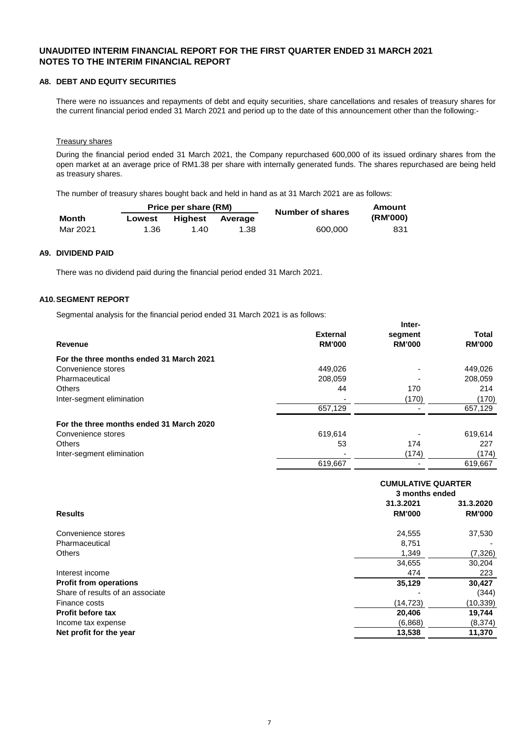## UNAUDITED INTERIM FINANCIAL REPORT FOR THE FIRST QUARTER ENDED 31 MARCH 2021
## NOTES TO THE INTERIM FINANCIAL REPORT

### A8. DEBT AND EQUITY SECURITIES

There were no issuances and repayments of debt and equity securities, share cancellations and resales of treasury shares for the current financial period ended 31 March 2021 and period up to the date of this announcement other than the following:-

Treasury shares

During the financial period ended 31 March 2021, the Company repurchased 600,000 of its issued ordinary shares from the open market at an average price of RM1.38 per share with internally generated funds. The shares repurchased are being held as treasury shares.

The number of treasury shares bought back and held in hand as at 31 March 2021 are as follows:

| | Price per share (RM) | | | Number of shares | Amount |
|---|---|---|---|---|---|
| **Month** | **Lowest** | **Highest** | **Average** | | **(RM'000)** |
| Mar 2021 | 1.36 | 1.40 | 1.38 | 600,000 | 831 |

### A9. DIVIDEND PAID

There was no dividend paid during the financial period ended 31 March 2021.

### A10. SEGMENT REPORT

Segmental analysis for the financial period ended 31 March 2021 is as follows:

| Revenue | External RM'000 | Inter-segment RM'000 | Total RM'000 |
|---|---|---|---|
| **For the three months ended 31 March 2021** | | | |
| Convenience stores | 449,026 | - | 449,026 |
| Pharmaceutical | 208,059 | - | 208,059 |
| Others | 44 | 170 | 214 |
| Inter-segment elimination | - | (170) | (170) |
| | 657,129 | - | 657,129 |
| **For the three months ended 31 March 2020** | | | |
| Convenience stores | 619,614 | - | 619,614 |
| Others | 53 | 174 | 227 |
| Inter-segment elimination | - | (174) | (174) |
| | 619,667 | - | 619,667 |

| | CUMULATIVE QUARTER 3 months ended | |
|---|---|---|
| **Results** | **31.3.2021 RM'000** | **31.3.2020 RM'000** |
| Convenience stores | 24,555 | 37,530 |
| Pharmaceutical | 8,751 | - |
| Others | 1,349 | (7,326) |
| | 34,655 | 30,204 |
| Interest income | 474 | 223 |
| **Profit from operations** | **35,129** | **30,427** |
| Share of results of an associate | - | (344) |
| Finance costs | (14,723) | (10,339) |
| **Profit before tax** | **20,406** | **19,744** |
| Income tax expense | (6,868) | (8,374) |
| **Net profit for the year** | **13,538** | **11,370** |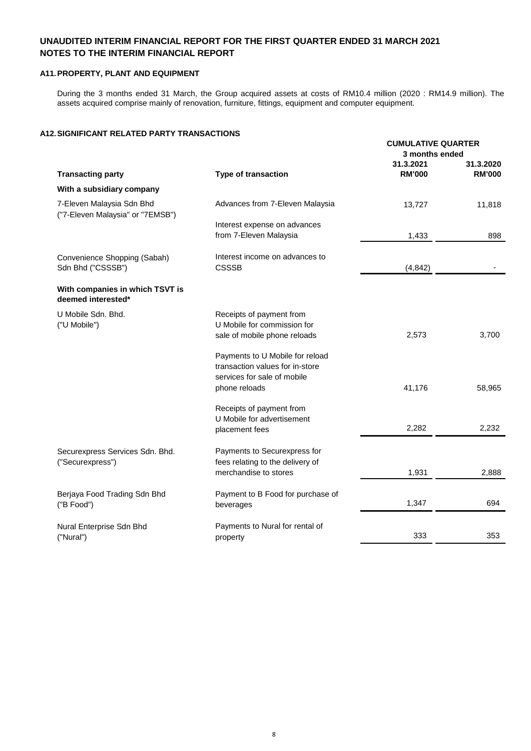## UNAUDITED INTERIM FINANCIAL REPORT FOR THE FIRST QUARTER ENDED 31 MARCH 2021
## NOTES TO THE INTERIM FINANCIAL REPORT

### A11. PROPERTY, PLANT AND EQUIPMENT

During the 3 months ended 31 March, the Group acquired assets at costs of RM10.4 million (2020 : RM14.9 million). The assets acquired comprise mainly of renovation, furniture, fittings, equipment and computer equipment.

### A12. SIGNIFICANT RELATED PARTY TRANSACTIONS

| | | CUMULATIVE QUARTER 3 months ended | |
|---|---|---|---|
| **Transacting party** | **Type of transaction** | **31.3.2021 RM'000** | **31.3.2020 RM'000** |
| **With a subsidiary company** | | | |
| 7-Eleven Malaysia Sdn Bhd ("7-Eleven Malaysia" or "7EMSB") | Advances from 7-Eleven Malaysia | 13,727 | 11,818 |
| | Interest expense on advances from 7-Eleven Malaysia | 1,433 | 898 |
| Convenience Shopping (Sabah) Sdn Bhd ("CSSSB") | Interest income on advances to CSSSB | (4,842) | - |
| **With companies in which TSVT is deemed interested*** | | | |
| U Mobile Sdn. Bhd. ("U Mobile") | Receipts of payment from U Mobile for commission for sale of mobile phone reloads | 2,573 | 3,700 |
| | Payments to U Mobile for reload transaction values for in-store services for sale of mobile phone reloads | 41,176 | 58,965 |
| | Receipts of payment from U Mobile for advertisement placement fees | 2,282 | 2,232 |
| Securexpress Services Sdn. Bhd. ("Securexpress") | Payments to Securexpress for fees relating to the delivery of merchandise to stores | 1,931 | 2,888 |
| Berjaya Food Trading Sdn Bhd ("B Food") | Payment to B Food for purchase of beverages | 1,347 | 694 |
| Nural Enterprise Sdn Bhd ("Nural") | Payments to Nural for rental of property | 333 | 353 |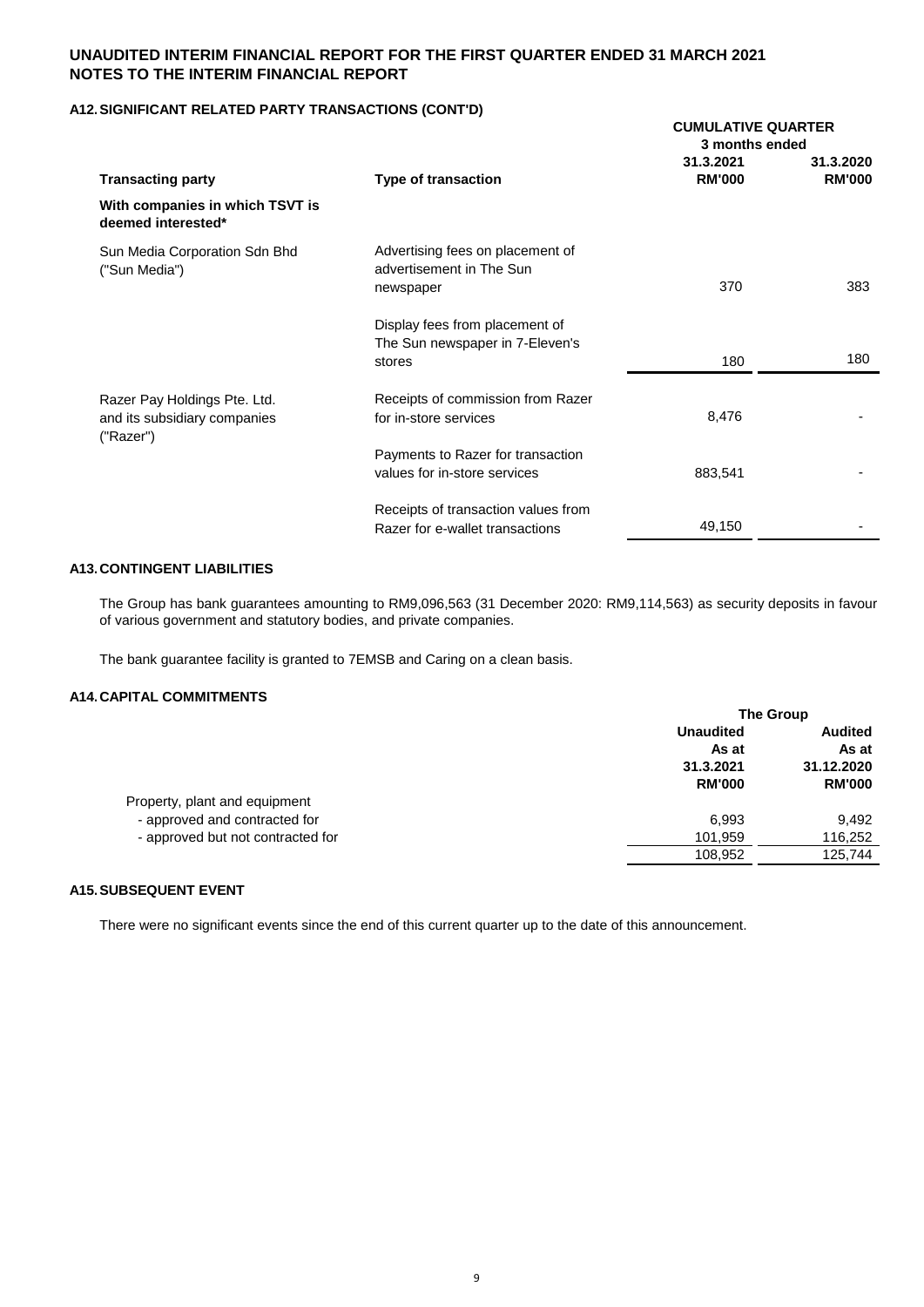# UNAUDITED INTERIM FINANCIAL REPORT FOR THE FIRST QUARTER ENDED 31 MARCH 2021
# NOTES TO THE INTERIM FINANCIAL REPORT

## A12. SIGNIFICANT RELATED PARTY TRANSACTIONS (CONT'D)

| Transacting party | Type of transaction | CUMULATIVE QUARTER 3 months ended 31.3.2021 RM'000 | CUMULATIVE QUARTER 3 months ended 31.3.2020 RM'000 |
|---|---|---|---|
| **With companies in which TSVT is deemed interested*** | | | |
| Sun Media Corporation Sdn Bhd ("Sun Media") | Advertising fees on placement of advertisement in The Sun newspaper | 370 | 383 |
| | Display fees from placement of The Sun newspaper in 7-Eleven's stores | 180 | 180 |
| Razer Pay Holdings Pte. Ltd. and its subsidiary companies ("Razer") | Receipts of commission from Razer for in-store services | 8,476 | - |
| | Payments to Razer for transaction values for in-store services | 883,541 | - |
| | Receipts of transaction values from Razer for e-wallet transactions | 49,150 | - |

## A13. CONTINGENT LIABILITIES

The Group has bank guarantees amounting to RM9,096,563 (31 December 2020: RM9,114,563) as security deposits in favour of various government and statutory bodies, and private companies.

The bank guarantee facility is granted to 7EMSB and Caring on a clean basis.

## A14. CAPITAL COMMITMENTS

| | The Group Unaudited As at 31.3.2021 RM'000 | The Group Audited As at 31.12.2020 RM'000 |
|---|---|---|
| Property, plant and equipment | | |
| - approved and contracted for | 6,993 | 9,492 |
| - approved but not contracted for | 101,959 | 116,252 |
| | 108,952 | 125,744 |

## A15. SUBSEQUENT EVENT

There were no significant events since the end of this current quarter up to the date of this announcement.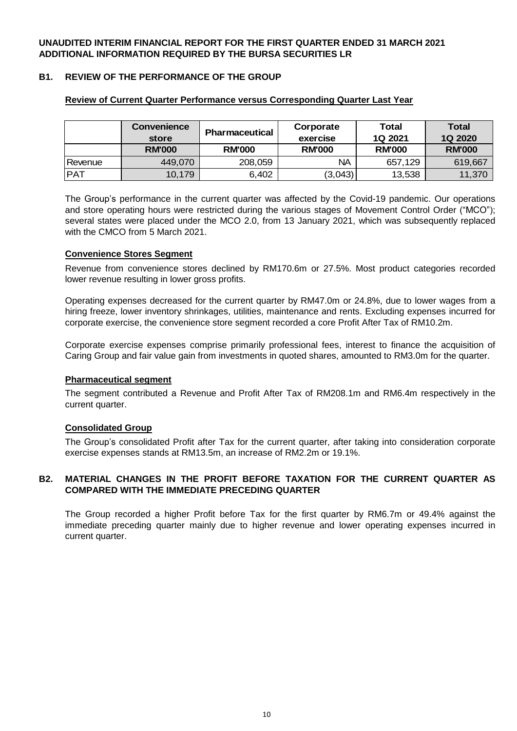**UNAUDITED INTERIM FINANCIAL REPORT FOR THE FIRST QUARTER ENDED 31 MARCH 2021**
**ADDITIONAL INFORMATION REQUIRED BY THE BURSA SECURITIES LR**

## B1. REVIEW OF THE PERFORMANCE OF THE GROUP

**Review of Current Quarter Performance versus Corresponding Quarter Last Year**

| | Convenience store | Pharmaceutical | Corporate exercise | Total 1Q 2021 | Total 1Q 2020 |
|---|---|---|---|---|---|
| | RM'000 | RM'000 | RM'000 | RM'000 | RM'000 |
| Revenue | 449,070 | 208,059 | NA | 657,129 | 619,667 |
| PAT | 10,179 | 6,402 | (3,043) | 13,538 | 11,370 |

The Group's performance in the current quarter was affected by the Covid-19 pandemic. Our operations and store operating hours were restricted during the various stages of Movement Control Order ("MCO"); several states were placed under the MCO 2.0, from 13 January 2021, which was subsequently replaced with the CMCO from 5 March 2021.

**Convenience Stores Segment**

Revenue from convenience stores declined by RM170.6m or 27.5%. Most product categories recorded lower revenue resulting in lower gross profits.

Operating expenses decreased for the current quarter by RM47.0m or 24.8%, due to lower wages from a hiring freeze, lower inventory shrinkages, utilities, maintenance and rents. Excluding expenses incurred for corporate exercise, the convenience store segment recorded a core Profit After Tax of RM10.2m.

Corporate exercise expenses comprise primarily professional fees, interest to finance the acquisition of Caring Group and fair value gain from investments in quoted shares, amounted to RM3.0m for the quarter.

**Pharmaceutical segment**

The segment contributed a Revenue and Profit After Tax of RM208.1m and RM6.4m respectively in the current quarter.

**Consolidated Group**

The Group's consolidated Profit after Tax for the current quarter, after taking into consideration corporate exercise expenses stands at RM13.5m, an increase of RM2.2m or 19.1%.

## B2. MATERIAL CHANGES IN THE PROFIT BEFORE TAXATION FOR THE CURRENT QUARTER AS COMPARED WITH THE IMMEDIATE PRECEDING QUARTER

The Group recorded a higher Profit before Tax for the first quarter by RM6.7m or 49.4% against the immediate preceding quarter mainly due to higher revenue and lower operating expenses incurred in current quarter.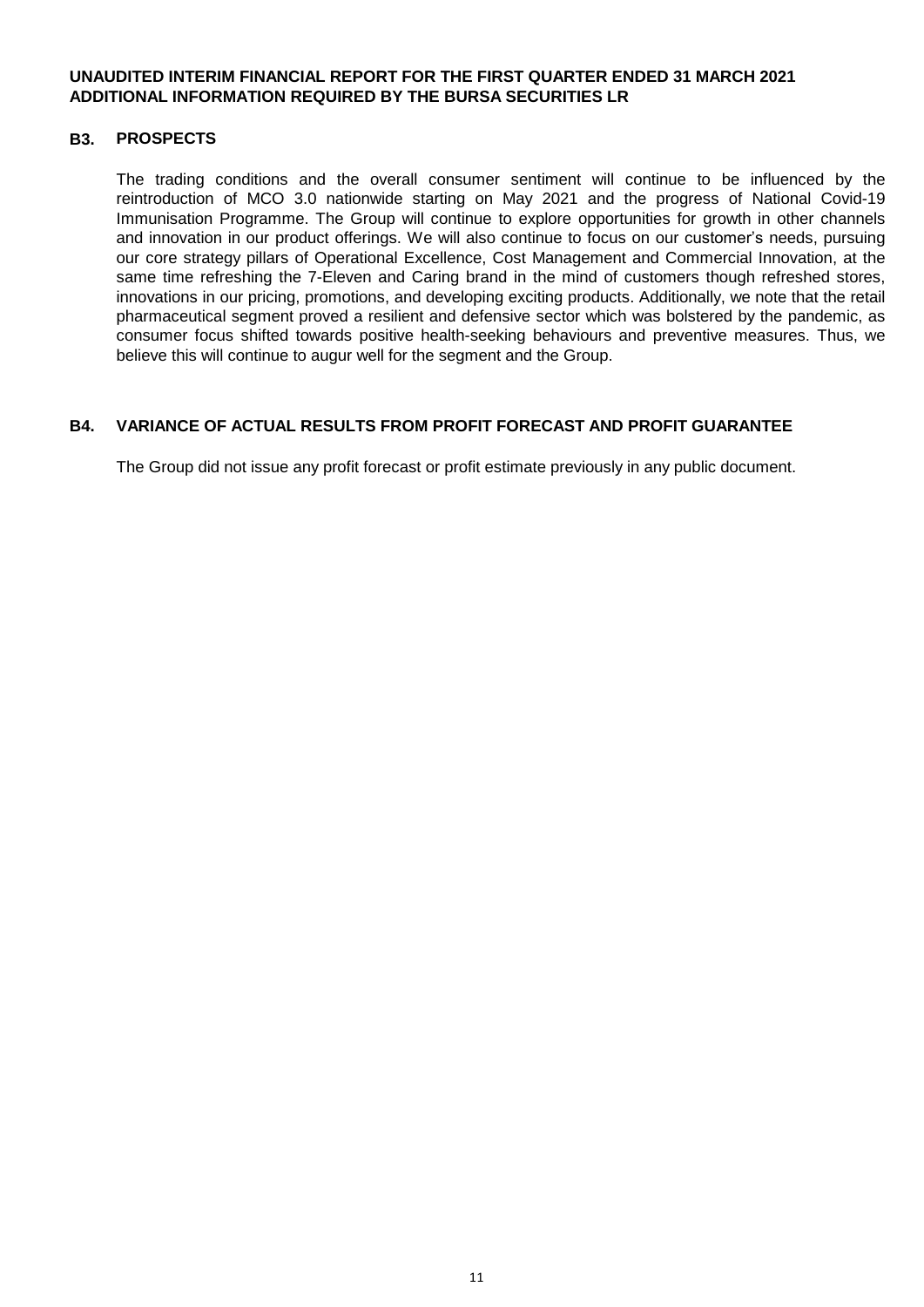**UNAUDITED INTERIM FINANCIAL REPORT FOR THE FIRST QUARTER ENDED 31 MARCH 2021**
**ADDITIONAL INFORMATION REQUIRED BY THE BURSA SECURITIES LR**

## B3. PROSPECTS

The trading conditions and the overall consumer sentiment will continue to be influenced by the reintroduction of MCO 3.0 nationwide starting on May 2021 and the progress of National Covid-19 Immunisation Programme. The Group will continue to explore opportunities for growth in other channels and innovation in our product offerings. We will also continue to focus on our customer's needs, pursuing our core strategy pillars of Operational Excellence, Cost Management and Commercial Innovation, at the same time refreshing the 7-Eleven and Caring brand in the mind of customers though refreshed stores, innovations in our pricing, promotions, and developing exciting products. Additionally, we note that the retail pharmaceutical segment proved a resilient and defensive sector which was bolstered by the pandemic, as consumer focus shifted towards positive health-seeking behaviours and preventive measures. Thus, we believe this will continue to augur well for the segment and the Group.

## B4. VARIANCE OF ACTUAL RESULTS FROM PROFIT FORECAST AND PROFIT GUARANTEE

The Group did not issue any profit forecast or profit estimate previously in any public document.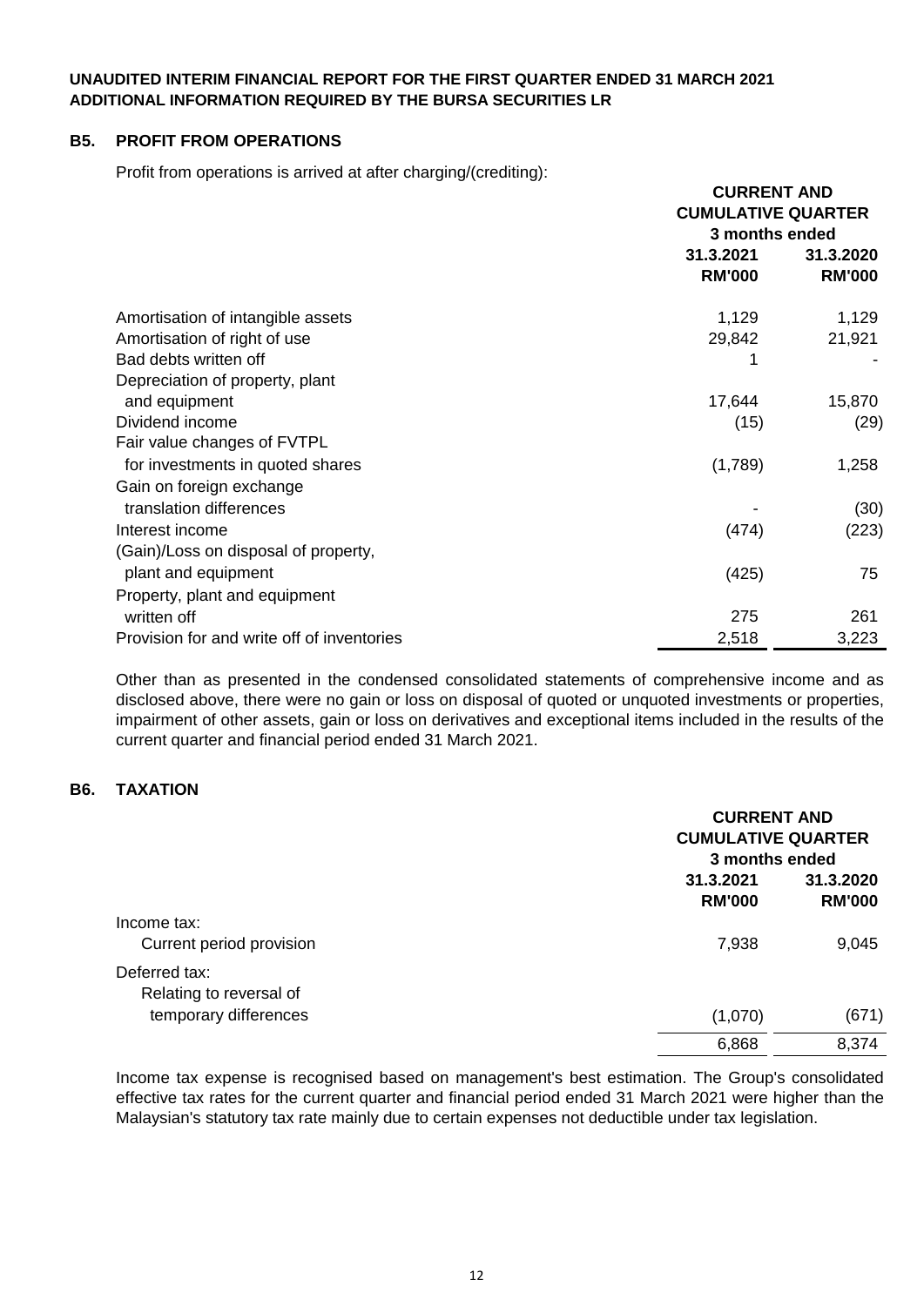**UNAUDITED INTERIM FINANCIAL REPORT FOR THE FIRST QUARTER ENDED 31 MARCH 2021**
**ADDITIONAL INFORMATION REQUIRED BY THE BURSA SECURITIES LR**

## B5. PROFIT FROM OPERATIONS

Profit from operations is arrived at after charging/(crediting):

| | CURRENT AND CUMULATIVE QUARTER 3 months ended | |
|---|---|---|
| | 31.3.2021 RM'000 | 31.3.2020 RM'000 |
| Amortisation of intangible assets | 1,129 | 1,129 |
| Amortisation of right of use | 29,842 | 21,921 |
| Bad debts written off | 1 | - |
| Depreciation of property, plant and equipment | 17,644 | 15,870 |
| Dividend income | (15) | (29) |
| Fair value changes of FVTPL for investments in quoted shares | (1,789) | 1,258 |
| Gain on foreign exchange translation differences | - | (30) |
| Interest income | (474) | (223) |
| (Gain)/Loss on disposal of property, plant and equipment | (425) | 75 |
| Property, plant and equipment written off | 275 | 261 |
| Provision for and write off of inventories | 2,518 | 3,223 |

Other than as presented in the condensed consolidated statements of comprehensive income and as disclosed above, there were no gain or loss on disposal of quoted or unquoted investments or properties, impairment of other assets, gain or loss on derivatives and exceptional items included in the results of the current quarter and financial period ended 31 March 2021.

## B6. TAXATION

| | CURRENT AND CUMULATIVE QUARTER 3 months ended | |
|---|---|---|
| | 31.3.2021 RM'000 | 31.3.2020 RM'000 |
| Income tax: | | |
| Current period provision | 7,938 | 9,045 |
| Deferred tax: | | |
| Relating to reversal of temporary differences | (1,070) | (671) |
| | 6,868 | 8,374 |

Income tax expense is recognised based on management's best estimation. The Group's consolidated effective tax rates for the current quarter and financial period ended 31 March 2021 were higher than the Malaysian's statutory tax rate mainly due to certain expenses not deductible under tax legislation.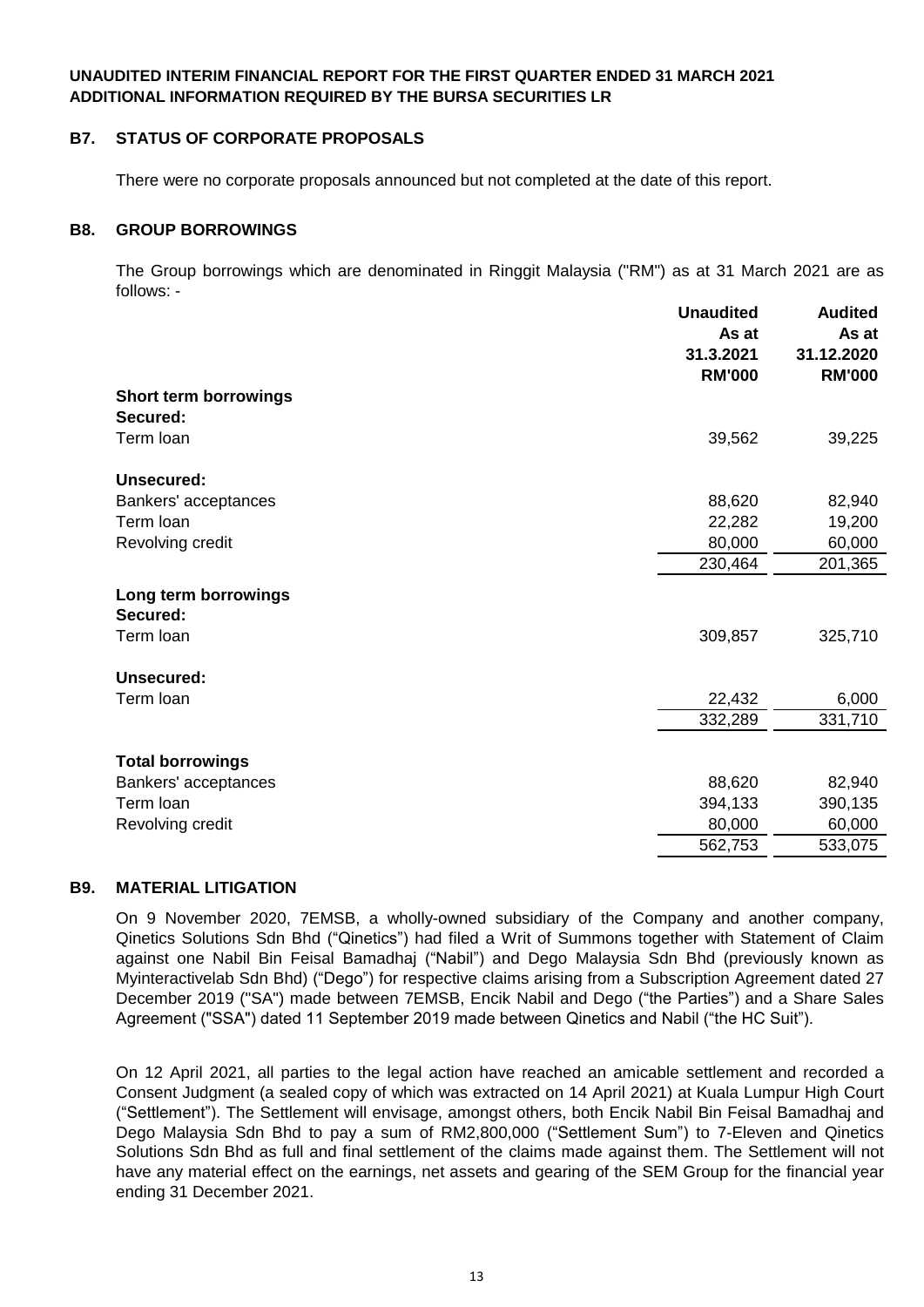**UNAUDITED INTERIM FINANCIAL REPORT FOR THE FIRST QUARTER ENDED 31 MARCH 2021**
**ADDITIONAL INFORMATION REQUIRED BY THE BURSA SECURITIES LR**

## B7. STATUS OF CORPORATE PROPOSALS

There were no corporate proposals announced but not completed at the date of this report.

## B8. GROUP BORROWINGS

The Group borrowings which are denominated in Ringgit Malaysia ("RM") as at 31 March 2021 are as follows: -

| | Unaudited As at 31.3.2021 RM'000 | Audited As at 31.12.2020 RM'000 |
|---|---|---|
| **Short term borrowings** | | |
| **Secured:** | | |
| Term loan | 39,562 | 39,225 |
| **Unsecured:** | | |
| Bankers' acceptances | 88,620 | 82,940 |
| Term loan | 22,282 | 19,200 |
| Revolving credit | 80,000 | 60,000 |
| | 230,464 | 201,365 |
| **Long term borrowings** | | |
| **Secured:** | | |
| Term loan | 309,857 | 325,710 |
| **Unsecured:** | | |
| Term loan | 22,432 | 6,000 |
| | 332,289 | 331,710 |
| **Total borrowings** | | |
| Bankers' acceptances | 88,620 | 82,940 |
| Term loan | 394,133 | 390,135 |
| Revolving credit | 80,000 | 60,000 |
| | 562,753 | 533,075 |

## B9. MATERIAL LITIGATION

On 9 November 2020, 7EMSB, a wholly-owned subsidiary of the Company and another company, Qinetics Solutions Sdn Bhd ("Qinetics") had filed a Writ of Summons together with Statement of Claim against one Nabil Bin Feisal Bamadhaj ("Nabil") and Dego Malaysia Sdn Bhd (previously known as Myinteractivelab Sdn Bhd) ("Dego") for respective claims arising from a Subscription Agreement dated 27 December 2019 ("SA") made between 7EMSB, Encik Nabil and Dego ("the Parties") and a Share Sales Agreement ("SSA") dated 11 September 2019 made between Qinetics and Nabil ("the HC Suit").

On 12 April 2021, all parties to the legal action have reached an amicable settlement and recorded a Consent Judgment (a sealed copy of which was extracted on 14 April 2021) at Kuala Lumpur High Court ("Settlement"). The Settlement will envisage, amongst others, both Encik Nabil Bin Feisal Bamadhaj and Dego Malaysia Sdn Bhd to pay a sum of RM2,800,000 ("Settlement Sum") to 7-Eleven and Qinetics Solutions Sdn Bhd as full and final settlement of the claims made against them. The Settlement will not have any material effect on the earnings, net assets and gearing of the SEM Group for the financial year ending 31 December 2021.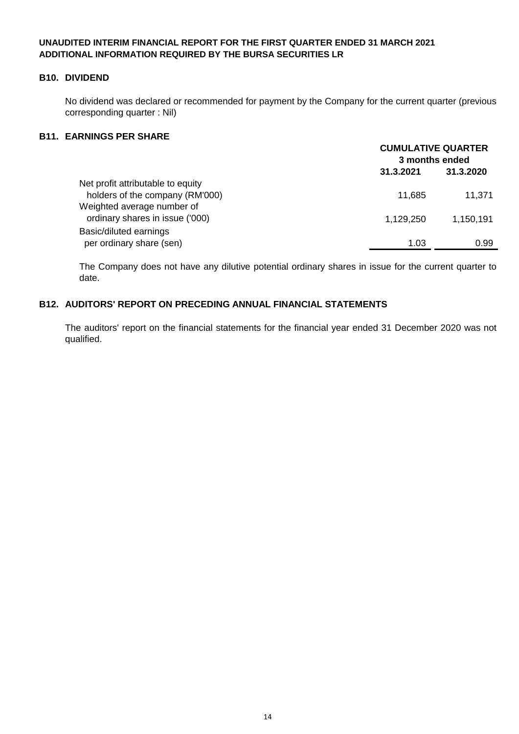**UNAUDITED INTERIM FINANCIAL REPORT FOR THE FIRST QUARTER ENDED 31 MARCH 2021**
**ADDITIONAL INFORMATION REQUIRED BY THE BURSA SECURITIES LR**

## B10. DIVIDEND

No dividend was declared or recommended for payment by the Company for the current quarter (previous corresponding quarter : Nil)

## B11. EARNINGS PER SHARE

| | CUMULATIVE QUARTER 3 months ended | |
|---|---|---|
| | **31.3.2021** | **31.3.2020** |
| Net profit attributable to equity holders of the company (RM'000) | 11,685 | 11,371 |
| Weighted average number of ordinary shares in issue ('000) | 1,129,250 | 1,150,191 |
| Basic/diluted earnings per ordinary share (sen) | 1.03 | 0.99 |

The Company does not have any dilutive potential ordinary shares in issue for the current quarter to date.

## B12. AUDITORS' REPORT ON PRECEDING ANNUAL FINANCIAL STATEMENTS

The auditors' report on the financial statements for the financial year ended 31 December 2020 was not qualified.